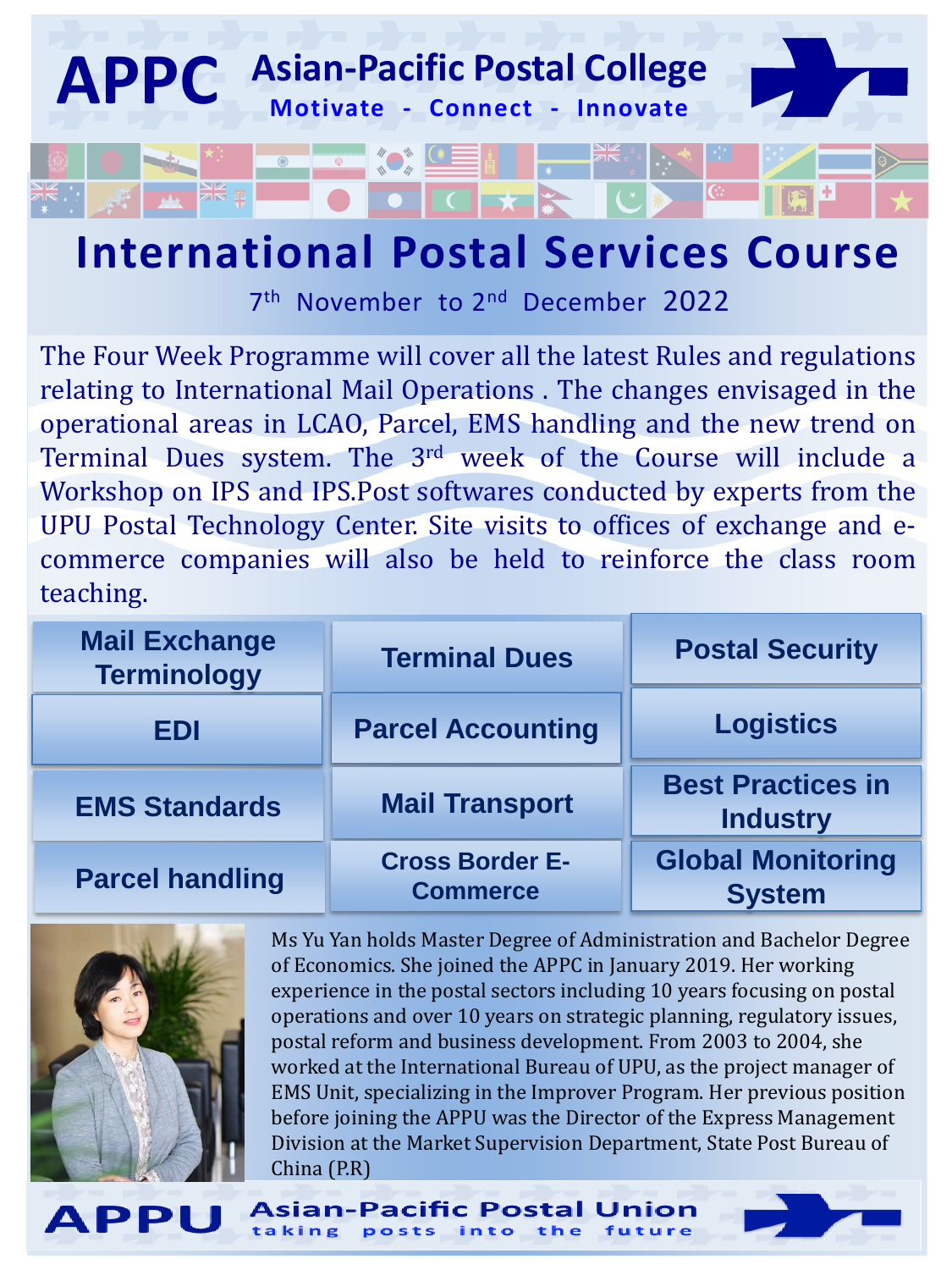# APPC Asian-Pacific Postal College

**Motivate - Connect - Innovate**

## International Postal Services Course

7th November to 2nd December 2022

The Four Week Programme will cover all the latest Rules and regulations relating to International Mail Operations . The changes envisaged in the operational areas in LCAO, Parcel, EMS handling and the new trend on Terminal Dues system. The 3rd week of the Course will include a Workshop on IPS and IPS.Post softwares conducted by experts from the UPU Postal Technology Center. Site visits to offices of exchange and e-commerce companies will also be held to reinforce the class room teaching.

| | | |
|---|---|---|
| Mail Exchange Terminology | Terminal Dues | Postal Security |
| EDI | Parcel Accounting | Logistics |
| EMS Standards | Mail Transport | Best Practices in Industry |
| Parcel handling | Cross Border E-Commerce | Global Monitoring System |

Ms Yu Yan holds Master Degree of Administration and Bachelor Degree of Economics. She joined the APPC in January 2019. Her working experience in the postal sectors including 10 years focusing on postal operations and over 10 years on strategic planning, regulatory issues, postal reform and business development. From 2003 to 2004, she worked at the International Bureau of UPU, as the project manager of EMS Unit, specializing in the Improver Program. Her previous position before joining the APPU was the Director of the Express Management Division at the Market Supervision Department, State Post Bureau of China (P.R)

**APPU Asian-Pacific Postal Union** — taking posts into the future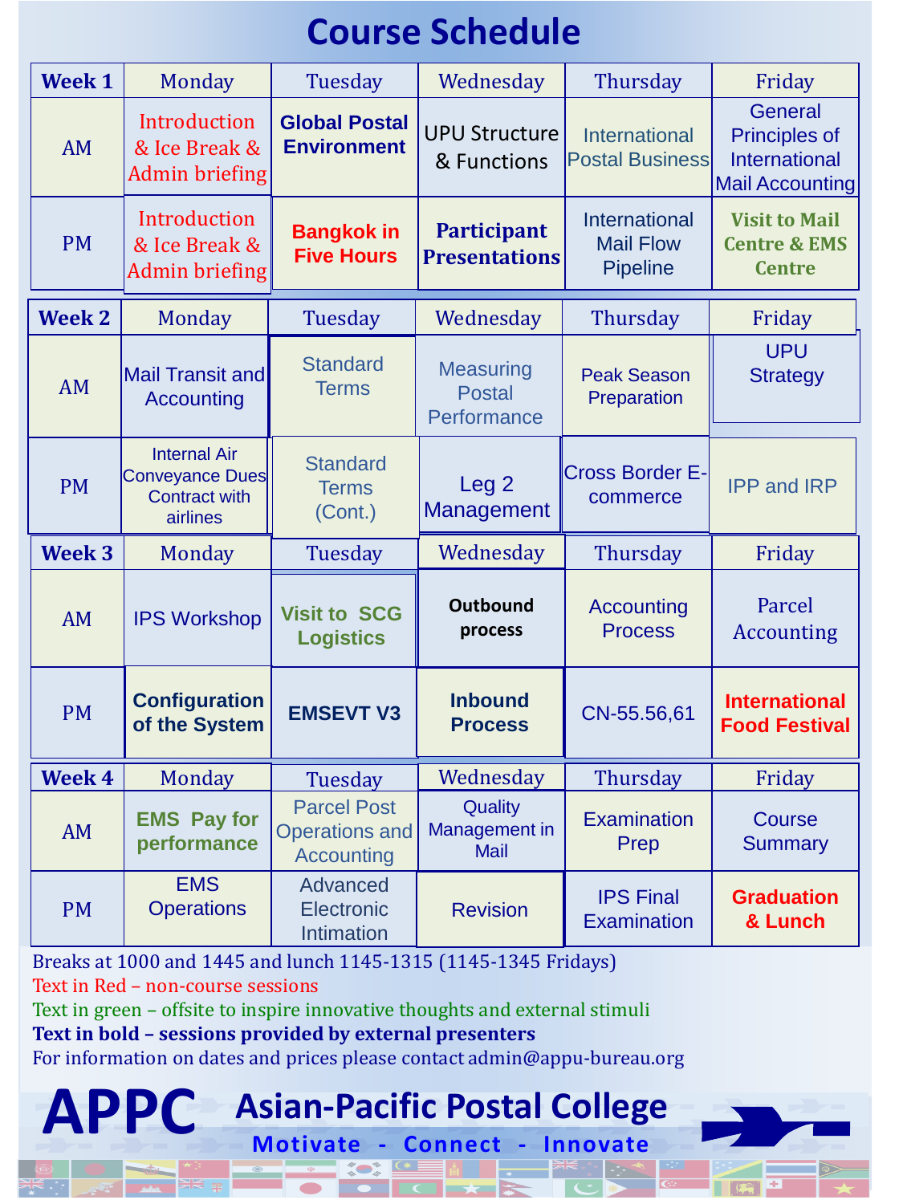# Course Schedule

| Week 1 | Monday | Tuesday | Wednesday | Thursday | Friday |
|---|---|---|---|---|---|
| AM | Introduction & Ice Break & Admin briefing | **Global Postal Environment** | UPU Structure & Functions | International Postal Business | General Principles of International Mail Accounting |
| PM | Introduction & Ice Break & Admin briefing | **Bangkok in Five Hours** | **Participant Presentations** | International Mail Flow Pipeline | **Visit to Mail Centre & EMS Centre** |

| Week 2 | Monday | Tuesday | Wednesday | Thursday | Friday |
|---|---|---|---|---|---|
| AM | Mail Transit and Accounting | Standard Terms | Measuring Postal Performance | Peak Season Preparation | UPU Strategy |
| PM | Internal Air Conveyance Dues Contract with airlines | Standard Terms (Cont.) | Leg 2 Management | Cross Border E-commerce | IPP and IRP |

| Week 3 | Monday | Tuesday | Wednesday | Thursday | Friday |
|---|---|---|---|---|---|
| AM | IPS Workshop | **Visit to SCG Logistics** | **Outbound process** | Accounting Process | Parcel Accounting |
| PM | **Configuration of the System** | **EMSEVT V3** | **Inbound Process** | CN-55.56,61 | **International Food Festival** |

| Week 4 | Monday | Tuesday | Wednesday | Thursday | Friday |
|---|---|---|---|---|---|
| AM | **EMS Pay for performance** | Parcel Post Operations and Accounting | Quality Management in Mail | Examination Prep | Course Summary |
| PM | EMS Operations | Advanced Electronic Intimation | Revision | IPS Final Examination | **Graduation & Lunch** |

Breaks at 1000 and 1445 and lunch 1145-1315 (1145-1345 Fridays)

Text in Red – non-course sessions

Text in green – offsite to inspire innovative thoughts and external stimuli

**Text in bold – sessions provided by external presenters**

For information on dates and prices please contact admin@appu-bureau.org

**APPC** Asian-Pacific Postal College

Motivate - Connect - Innovate